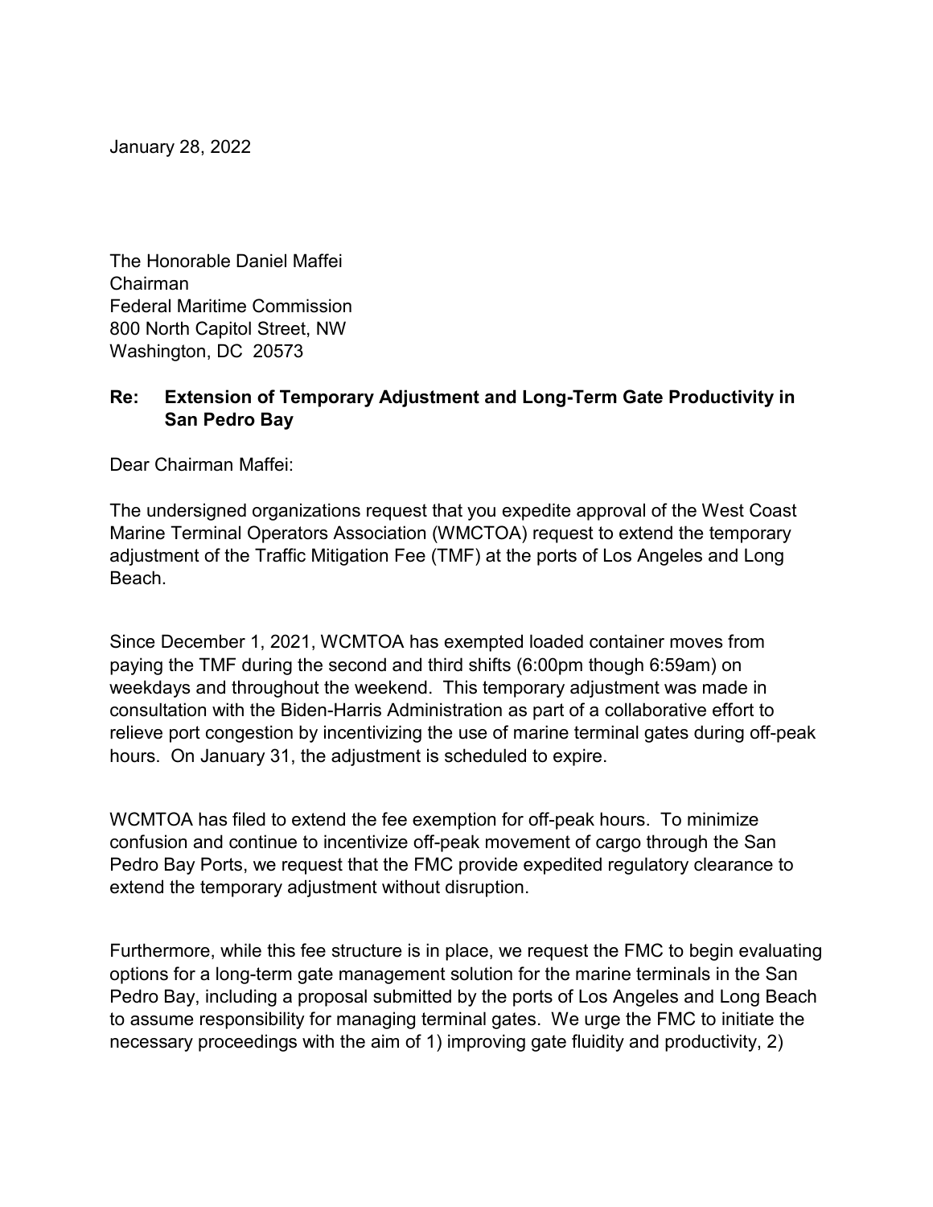January 28, 2022

The Honorable Daniel Maffei
Chairman
Federal Maritime Commission
800 North Capitol Street, NW
Washington, DC 20573

**Re: Extension of Temporary Adjustment and Long-Term Gate Productivity in San Pedro Bay**

Dear Chairman Maffei:

The undersigned organizations request that you expedite approval of the West Coast Marine Terminal Operators Association (WMCTOA) request to extend the temporary adjustment of the Traffic Mitigation Fee (TMF) at the ports of Los Angeles and Long Beach.

Since December 1, 2021, WCMTOA has exempted loaded container moves from paying the TMF during the second and third shifts (6:00pm though 6:59am) on weekdays and throughout the weekend. This temporary adjustment was made in consultation with the Biden-Harris Administration as part of a collaborative effort to relieve port congestion by incentivizing the use of marine terminal gates during off-peak hours. On January 31, the adjustment is scheduled to expire.

WCMTOA has filed to extend the fee exemption for off-peak hours. To minimize confusion and continue to incentivize off-peak movement of cargo through the San Pedro Bay Ports, we request that the FMC provide expedited regulatory clearance to extend the temporary adjustment without disruption.

Furthermore, while this fee structure is in place, we request the FMC to begin evaluating options for a long-term gate management solution for the marine terminals in the San Pedro Bay, including a proposal submitted by the ports of Los Angeles and Long Beach to assume responsibility for managing terminal gates. We urge the FMC to initiate the necessary proceedings with the aim of 1) improving gate fluidity and productivity, 2)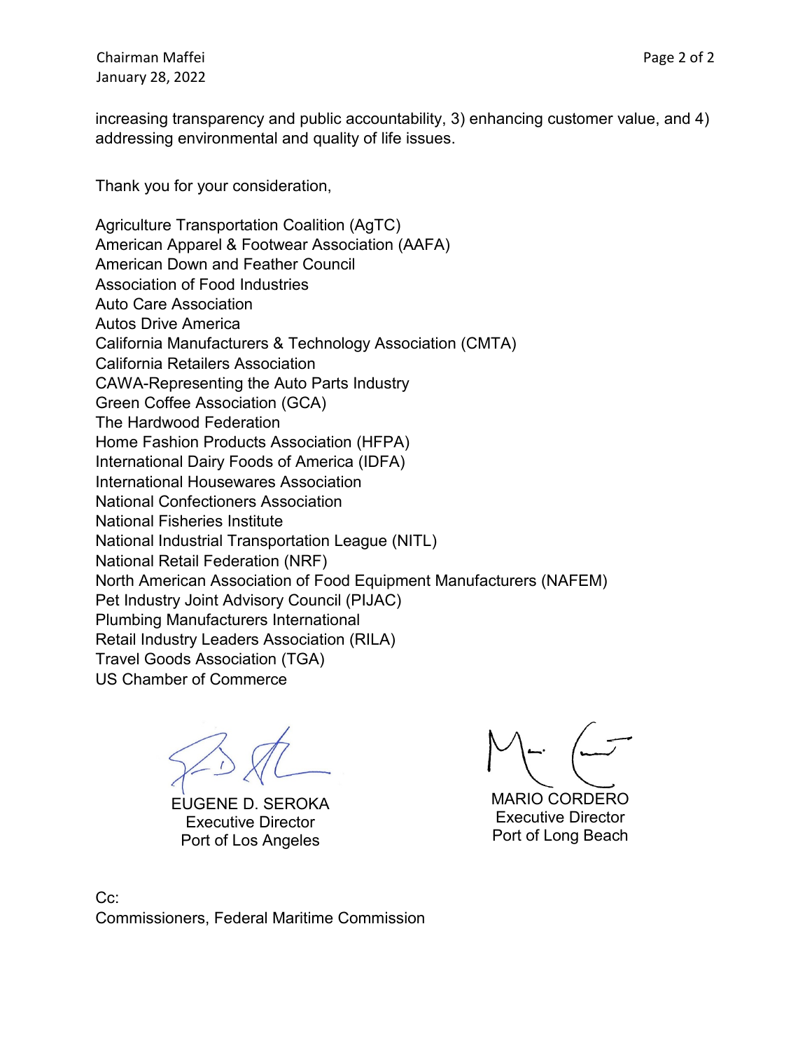increasing transparency and public accountability, 3) enhancing customer value, and 4) addressing environmental and quality of life issues.

Thank you for your consideration,

Agriculture Transportation Coalition (AgTC)
American Apparel & Footwear Association (AAFA)
American Down and Feather Council
Association of Food Industries
Auto Care Association
Autos Drive America
California Manufacturers & Technology Association (CMTA)
California Retailers Association
CAWA-Representing the Auto Parts Industry
Green Coffee Association (GCA)
The Hardwood Federation
Home Fashion Products Association (HFPA)
International Dairy Foods of America (IDFA)
International Housewares Association
National Confectioners Association
National Fisheries Institute
National Industrial Transportation League (NITL)
National Retail Federation (NRF)
North American Association of Food Equipment Manufacturers (NAFEM)
Pet Industry Joint Advisory Council (PIJAC)
Plumbing Manufacturers International
Retail Industry Leaders Association (RILA)
Travel Goods Association (TGA)
US Chamber of Commerce

EUGENE D. SEROKA
Executive Director
Port of Los Angeles

MARIO CORDERO
Executive Director
Port of Long Beach

Cc:
Commissioners, Federal Maritime Commission